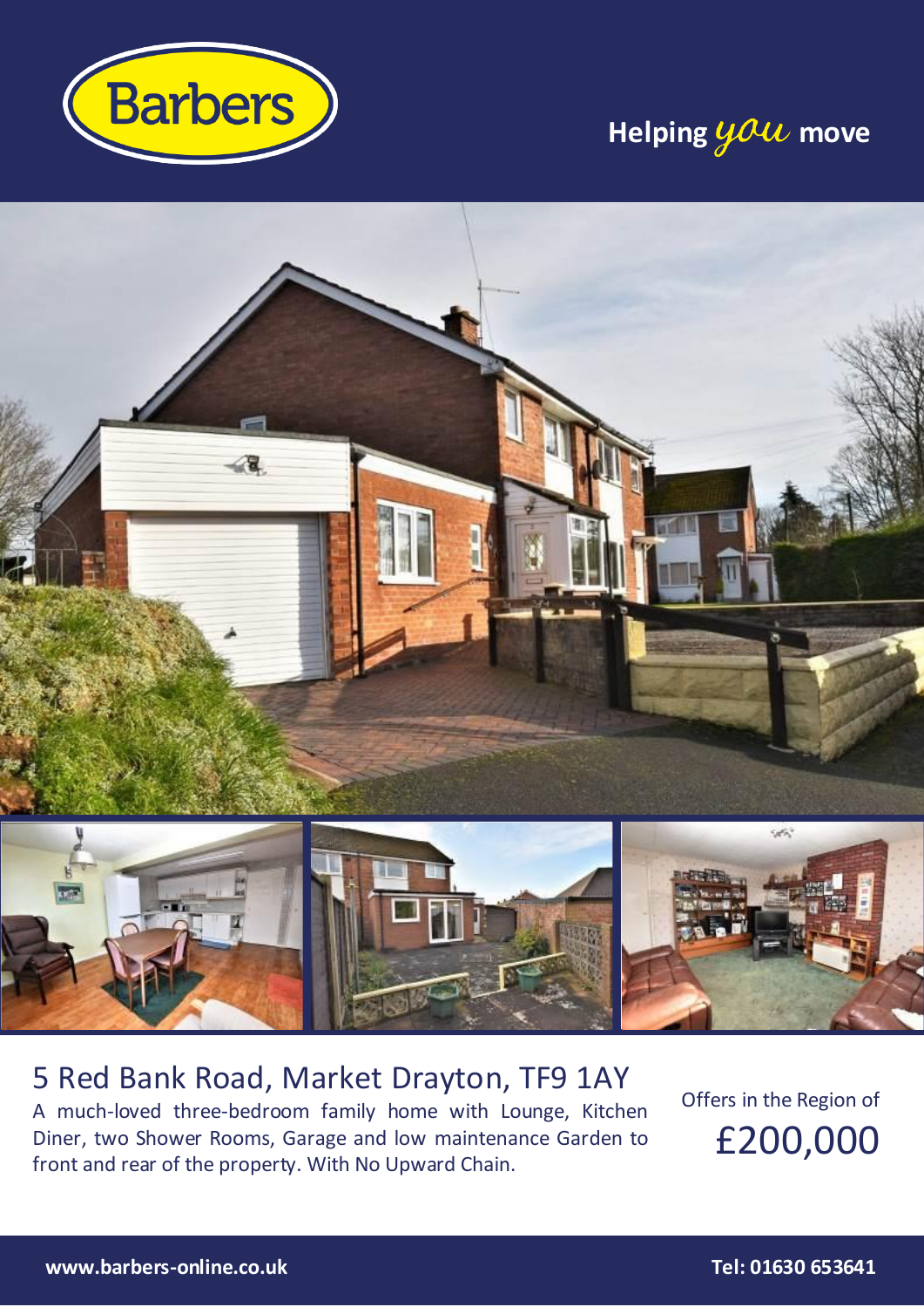Barbers

Helping *you* move

# 5 Red Bank Road, Market Drayton, TF9 1AY

A much-loved three-bedroom family home with Lounge, Kitchen Diner, two Shower Rooms, Garage and low maintenance Garden to front and rear of the property. With No Upward Chain.

Offers in the Region of

**£200,000**

www.barbers-online.co.uk

Tel: 01630 653641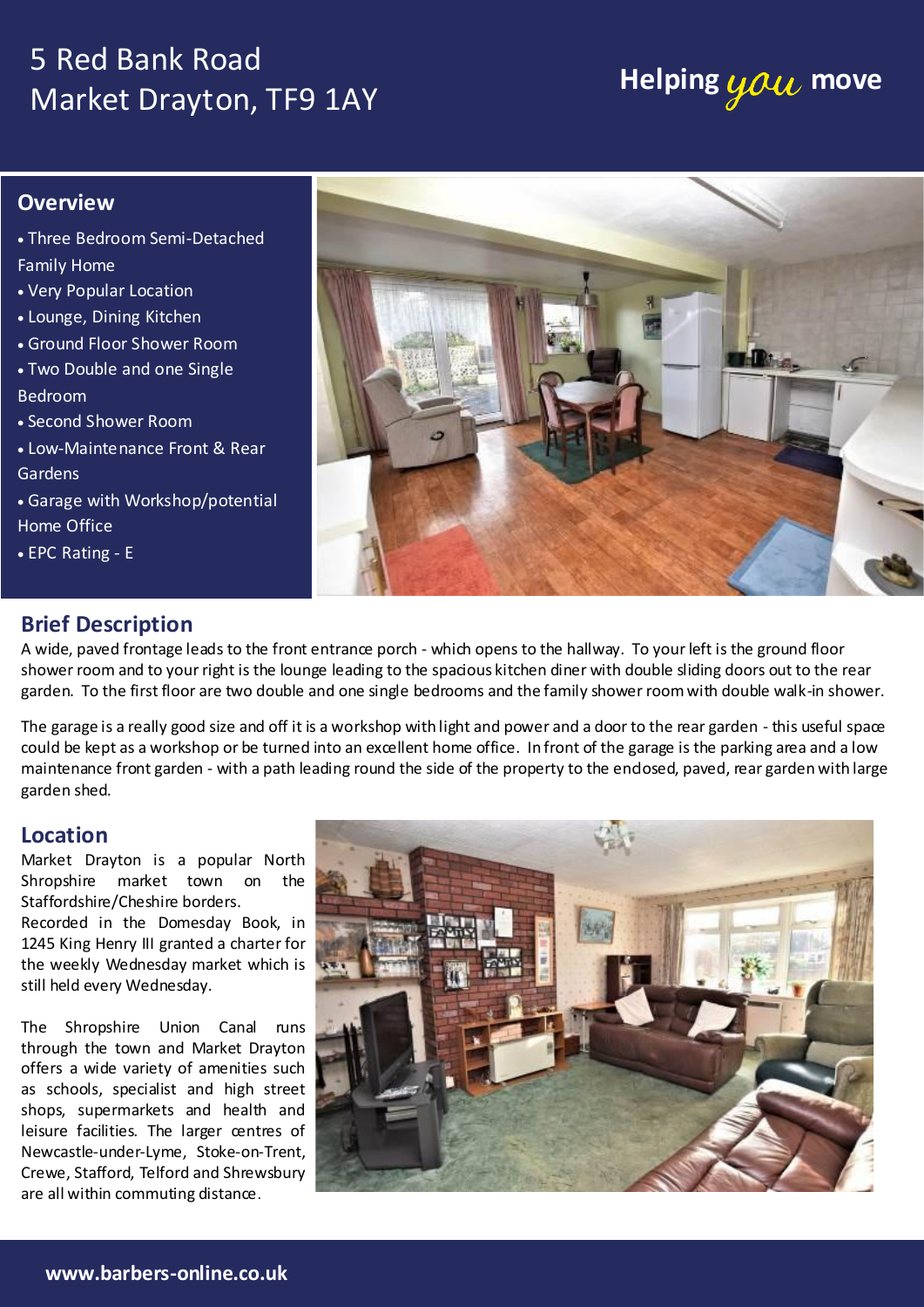# 5 Red Bank Road
# Market Drayton, TF9 1AY

Helping *you* move

## Overview

- Three Bedroom Semi-Detached Family Home
- Very Popular Location
- Lounge, Dining Kitchen
- Ground Floor Shower Room
- Two Double and one Single Bedroom
- Second Shower Room
- Low-Maintenance Front & Rear Gardens
- Garage with Workshop/potential Home Office
- EPC Rating - E

## Brief Description

A wide, paved frontage leads to the front entrance porch - which opens to the hallway. To your left is the ground floor shower room and to your right is the lounge leading to the spacious kitchen diner with double sliding doors out to the rear garden. To the first floor are two double and one single bedrooms and the family shower room with double walk-in shower.

The garage is a really good size and off it is a workshop with light and power and a door to the rear garden - this useful space could be kept as a workshop or be turned into an excellent home office. In front of the garage is the parking area and a low maintenance front garden - with a path leading round the side of the property to the enclosed, paved, rear garden with large garden shed.

## Location

Market Drayton is a popular North Shropshire market town on the Staffordshire/Cheshire borders. Recorded in the Domesday Book, in 1245 King Henry III granted a charter for the weekly Wednesday market which is still held every Wednesday.

The Shropshire Union Canal runs through the town and Market Drayton offers a wide variety of amenities such as schools, specialist and high street shops, supermarkets and health and leisure facilities. The larger centres of Newcastle-under-Lyme, Stoke-on-Trent, Crewe, Stafford, Telford and Shrewsbury are all within commuting distance.

www.barbers-online.co.uk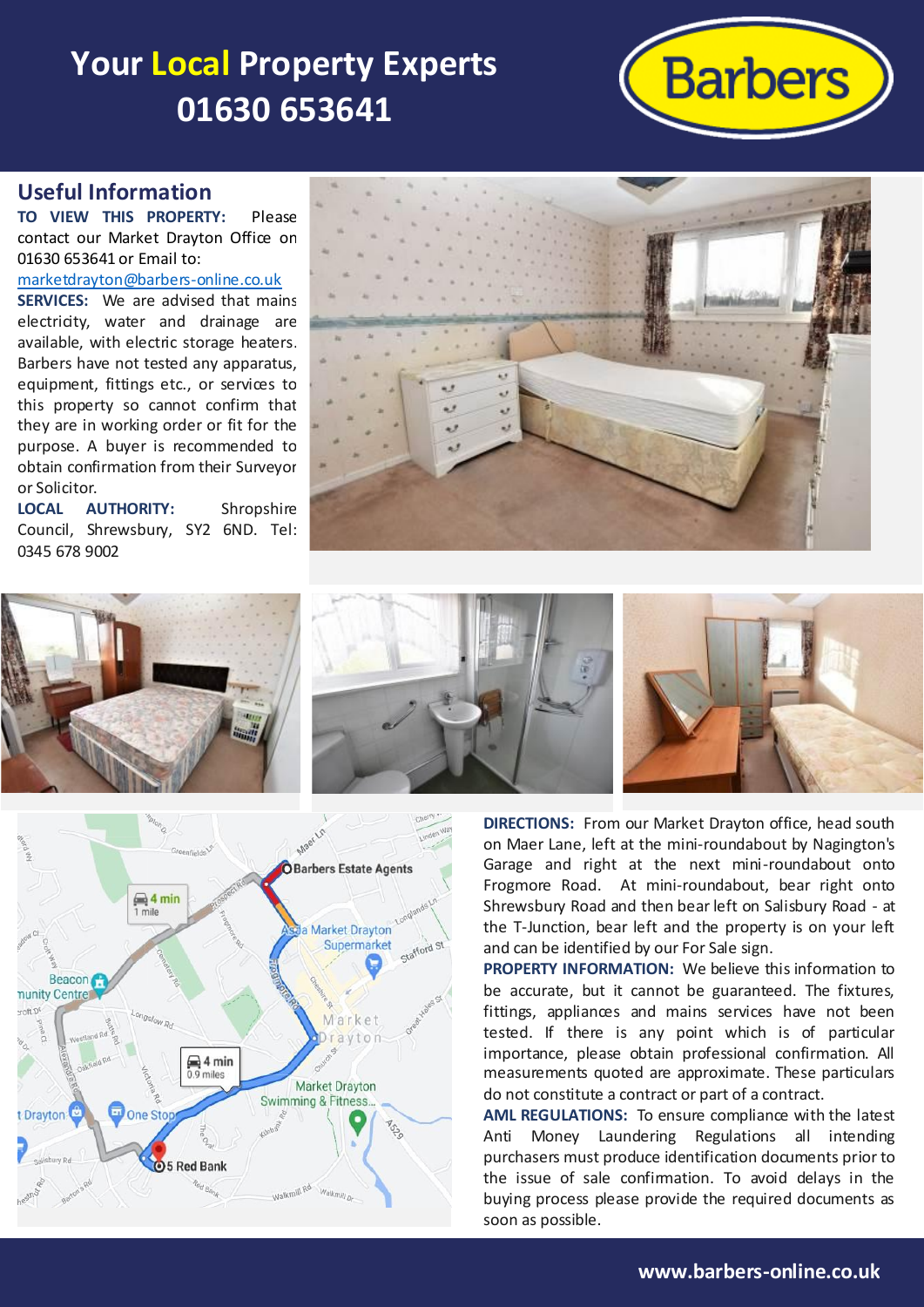# Your Local Property Experts 01630 653641

Barbers

## Useful Information

**TO VIEW THIS PROPERTY:** Please contact our Market Drayton Office on 01630 653641 or Email to: marketdrayton@barbers-online.co.uk

**SERVICES:** We are advised that mains electricity, water and drainage are available, with electric storage heaters. Barbers have not tested any apparatus, equipment, fittings etc., or services to this property so cannot confirm that they are in working order or fit for the purpose. A buyer is recommended to obtain confirmation from their Surveyor or Solicitor.

**LOCAL AUTHORITY:** Shropshire Council, Shrewsbury, SY2 6ND. Tel: 0345 678 9002

**DIRECTIONS:** From our Market Drayton office, head south on Maer Lane, left at the mini-roundabout by Nagington's Garage and right at the next mini-roundabout onto Frogmore Road. At mini-roundabout, bear right onto Shrewsbury Road and then bear left on Salisbury Road - at the T-Junction, bear left and the property is on your left and can be identified by our For Sale sign.

**PROPERTY INFORMATION:** We believe this information to be accurate, but it cannot be guaranteed. The fixtures, fittings, appliances and mains services have not been tested. If there is any point which is of particular importance, please obtain professional confirmation. All measurements quoted are approximate. These particulars do not constitute a contract or part of a contract.

**AML REGULATIONS:** To ensure compliance with the latest Anti Money Laundering Regulations all intending purchasers must produce identification documents prior to the issue of sale confirmation. To avoid delays in the buying process please provide the required documents as soon as possible.

www.barbers-online.co.uk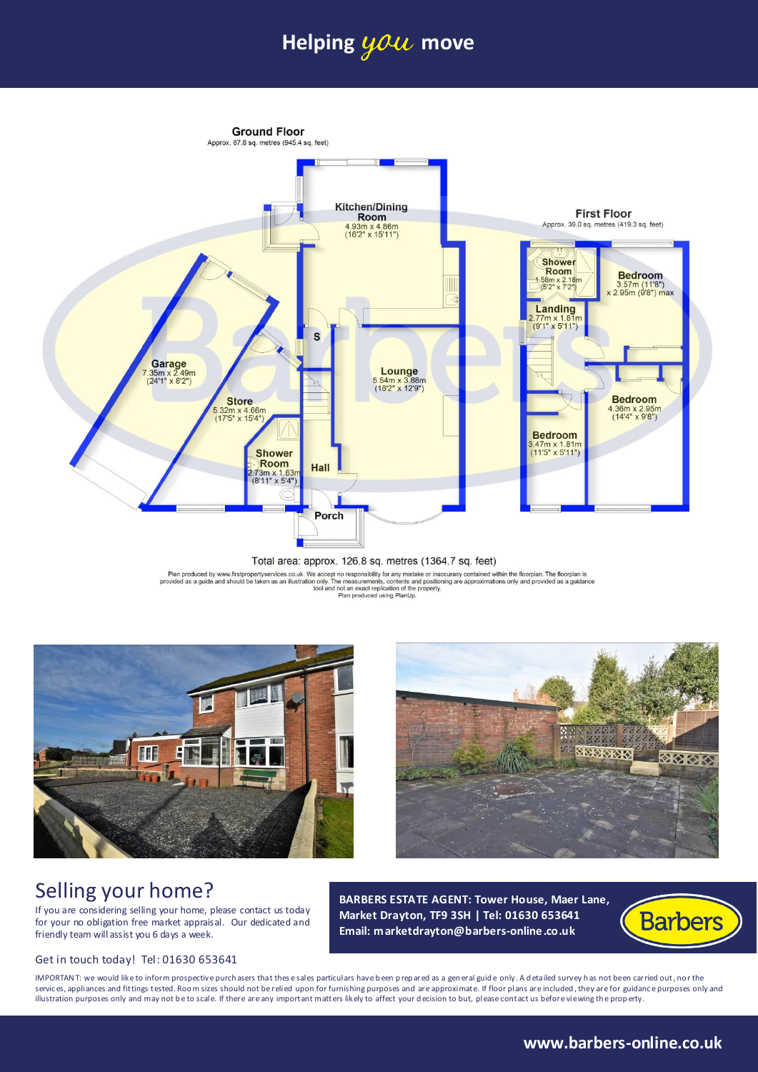# Helping *you* move

**Ground Floor**
Approx. 87.8 sq. metres (945.4 sq. feet)

Kitchen/Dining Room
4.93m x 4.86m
(16'2" x 15'11")

Garage
7.35m x 2.49m
(24'1" x 8'2")

Store
5.32m x 4.66m
(17'5" x 15'4")

Lounge
5.54m x 3.88m
(18'2" x 12'9")

Shower Room
2.73m x 1.63m
(8'11" x 5'4")

Hall

Porch

**First Floor**
Approx. 39.0 sq. metres (419.3 sq. feet)

Shower Room
1.58m x 2.18m
(5'2" x 7'2")

Bedroom
3.57m (11'8")
x 2.95m (9'8") max

Landing
2.77m x 1.81m
(9'1" x 5'11")

Bedroom
4.36m x 2.95m
(14'4" x 9'8")

Bedroom
3.47m x 1.81m
(11'5" x 5'11")

Total area: approx. 126.8 sq. metres (1364.7 sq. feet)

Plan produced by www.firstpropertyservices.co.uk. We accept no responsibility for any mistake or inaccuracy contained within the floorplan. The floorplan is provided as a guide and should be taken as an illustration only. The measurements, contents and positioning are approximations only and provided as a guidance tool and not an exact replication of the property.
Plan produced using PlanUp.

## Selling your home?

If you are considering selling your home, please contact us today for your no obligation free market appraisal. Our dedicated and friendly team will assist you 6 days a week.

Get in touch today! Tel: 01630 653641

**BARBERS ESTATE AGENT: Tower House, Maer Lane, Market Drayton, TF9 3SH | Tel: 01630 653641**
**Email: marketdrayton@barbers-online.co.uk**

IMPORTANT: we would like to inform prospective purchasers that these sales particulars have been prepared as a general guide only. A detailed survey has not been carried out, nor the services, appliances and fittings tested. Room sizes should not be relied upon for furnishing purposes and are approximate. If floor plans are included, they are for guidance purposes only and illustration purposes only and may not be to scale. If there are any important matters likely to affect your decision to but, please contact us before viewing the property.

**www.barbers-online.co.uk**